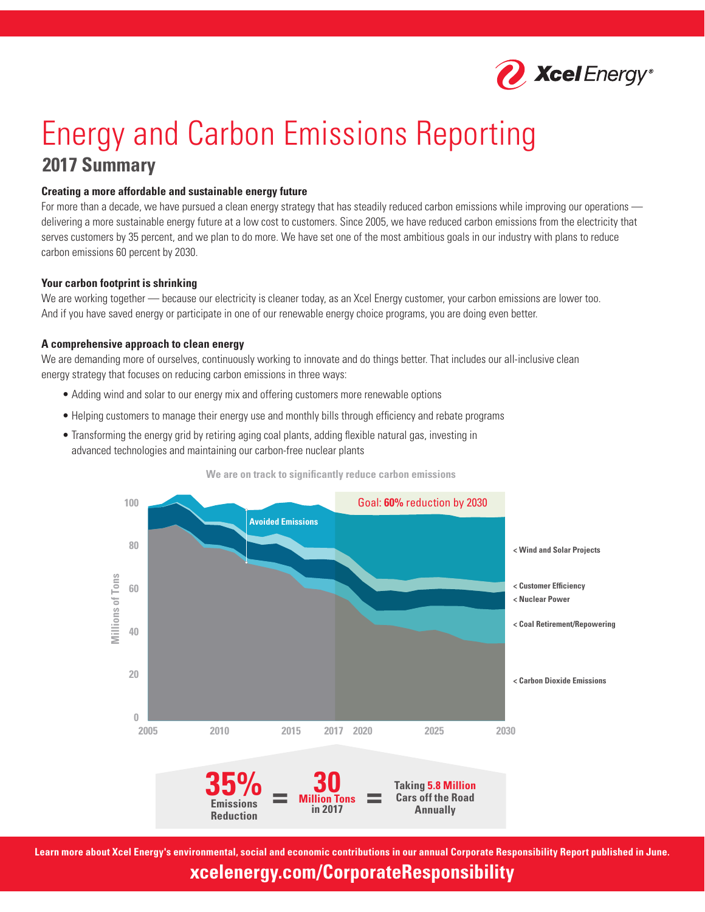Xcel Energy®

# Energy and Carbon Emissions Reporting

## 2017 Summary

### Creating a more affordable and sustainable energy future

For more than a decade, we have pursued a clean energy strategy that has steadily reduced carbon emissions while improving our operations — delivering a more sustainable energy future at a low cost to customers. Since 2005, we have reduced carbon emissions from the electricity that serves customers by 35 percent, and we plan to do more. We have set one of the most ambitious goals in our industry with plans to reduce carbon emissions 60 percent by 2030.

### Your carbon footprint is shrinking

We are working together — because our electricity is cleaner today, as an Xcel Energy customer, your carbon emissions are lower too. And if you have saved energy or participate in one of our renewable energy choice programs, you are doing even better.

### A comprehensive approach to clean energy

We are demanding more of ourselves, continuously working to innovate and do things better. That includes our all-inclusive clean energy strategy that focuses on reducing carbon emissions in three ways:

- Adding wind and solar to our energy mix and offering customers more renewable options
- Helping customers to manage their energy use and monthly bills through efficiency and rebate programs
- Transforming the energy grid by retiring aging coal plants, adding flexible natural gas, investing in advanced technologies and maintaining our carbon-free nuclear plants

**We are on track to significantly reduce carbon emissions**

Goal: **60%** reduction by 2030

Avoided Emissions

Millions of Tons (0–100); 2005, 2010, 2015, 2017, 2020, 2025, 2030

< Wind and Solar Projects
< Customer Efficiency
< Nuclear Power
< Coal Retirement/Repowering
< Carbon Dioxide Emissions

**35%** Emissions Reduction = **30** Million Tons in 2017 = Taking **5.8 Million** Cars off the Road Annually

**Learn more about Xcel Energy's environmental, social and economic contributions in our annual Corporate Responsibility Report published in June.**

**xcelenergy.com/CorporateResponsibility**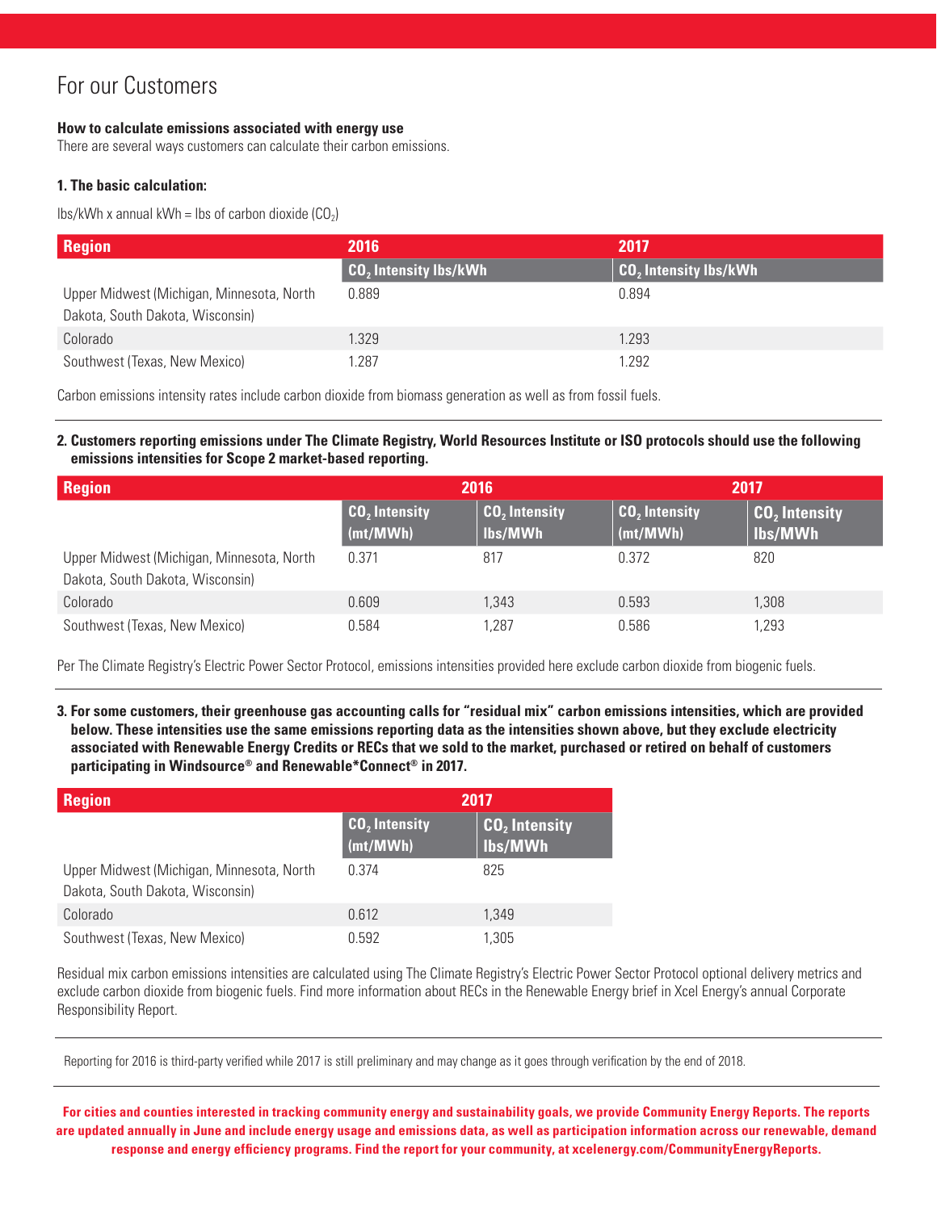# For our Customers

**How to calculate emissions associated with energy use**

There are several ways customers can calculate their carbon emissions.

**1. The basic calculation:**

lbs/kWh x annual kWh = lbs of carbon dioxide ($CO_2$)

| Region | 2016 | 2017 |
|---|---|---|
| | $CO_2$ Intensity lbs/kWh | $CO_2$ Intensity lbs/kWh |
| Upper Midwest (Michigan, Minnesota, North Dakota, South Dakota, Wisconsin) | 0.889 | 0.894 |
| Colorado | 1.329 | 1.293 |
| Southwest (Texas, New Mexico) | 1.287 | 1.292 |

Carbon emissions intensity rates include carbon dioxide from biomass generation as well as from fossil fuels.

**2. Customers reporting emissions under The Climate Registry, World Resources Institute or ISO protocols should use the following emissions intensities for Scope 2 market-based reporting.**

| Region | 2016 | | 2017 | |
|---|---|---|---|---|
| | $CO_2$ Intensity (mt/MWh) | $CO_2$ Intensity lbs/MWh | $CO_2$ Intensity (mt/MWh) | $CO_2$ Intensity lbs/MWh |
| Upper Midwest (Michigan, Minnesota, North Dakota, South Dakota, Wisconsin) | 0.371 | 817 | 0.372 | 820 |
| Colorado | 0.609 | 1,343 | 0.593 | 1,308 |
| Southwest (Texas, New Mexico) | 0.584 | 1,287 | 0.586 | 1,293 |

Per The Climate Registry's Electric Power Sector Protocol, emissions intensities provided here exclude carbon dioxide from biogenic fuels.

**3. For some customers, their greenhouse gas accounting calls for "residual mix" carbon emissions intensities, which are provided below. These intensities use the same emissions reporting data as the intensities shown above, but they exclude electricity associated with Renewable Energy Credits or RECs that we sold to the market, purchased or retired on behalf of customers participating in Windsource® and Renewable*Connect® in 2017.**

| Region | 2017 | |
|---|---|---|
| | $CO_2$ Intensity (mt/MWh) | $CO_2$ Intensity lbs/MWh |
| Upper Midwest (Michigan, Minnesota, North Dakota, South Dakota, Wisconsin) | 0.374 | 825 |
| Colorado | 0.612 | 1,349 |
| Southwest (Texas, New Mexico) | 0.592 | 1,305 |

Residual mix carbon emissions intensities are calculated using The Climate Registry's Electric Power Sector Protocol optional delivery metrics and exclude carbon dioxide from biogenic fuels. Find more information about RECs in the Renewable Energy brief in Xcel Energy's annual Corporate Responsibility Report.

Reporting for 2016 is third-party verified while 2017 is still preliminary and may change as it goes through verification by the end of 2018.

**For cities and counties interested in tracking community energy and sustainability goals, we provide Community Energy Reports. The reports are updated annually in June and include energy usage and emissions data, as well as participation information across our renewable, demand response and energy efficiency programs. Find the report for your community, at xcelenergy.com/CommunityEnergyReports.**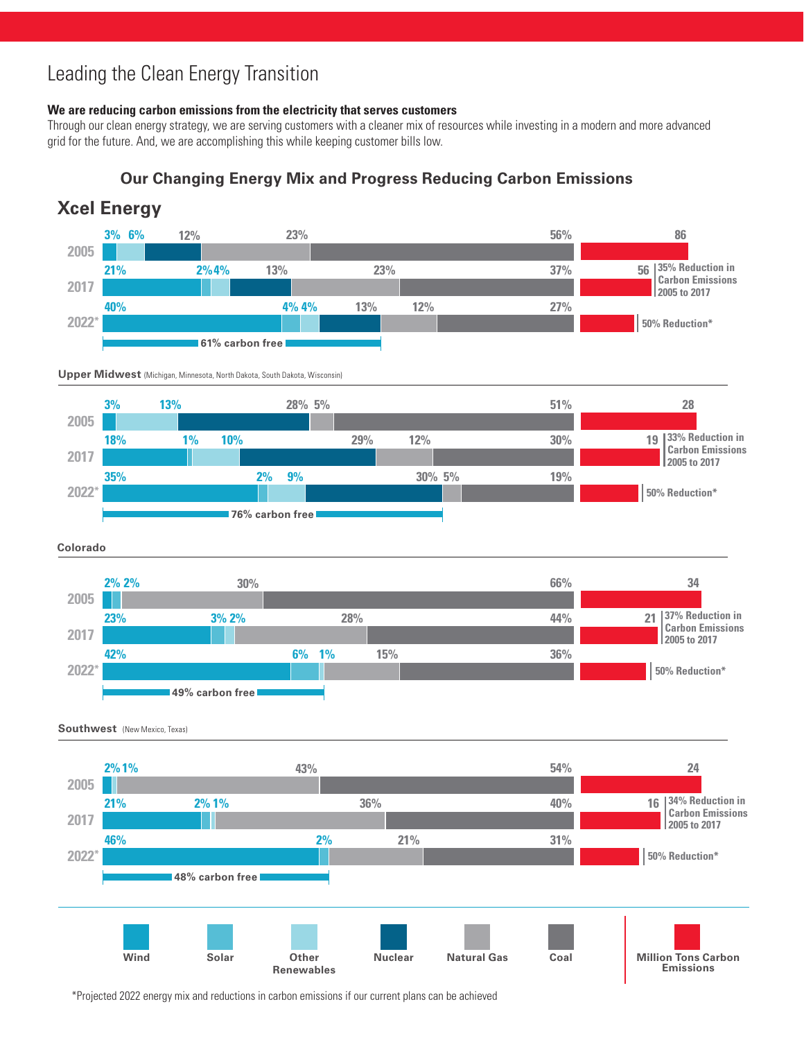# Leading the Clean Energy Transition

**We are reducing carbon emissions from the electricity that serves customers**

Through our clean energy strategy, we are serving customers with a cleaner mix of resources while investing in a modern and more advanced grid for the future. And, we are accomplishing this while keeping customer bills low.

## Our Changing Energy Mix and Progress Reducing Carbon Emissions

### Xcel Energy

| Year | Wind | Solar | Other Renewables | Nuclear | Natural Gas | Coal | Million Tons Carbon Emissions |
|---|---|---|---|---|---|---|---|
| 2005 | 3% | | 6% | 12% | 23% | 56% | 86 |
| 2017 | 21% | 2% | 4% | 13% | 23% | 37% | 56 — 35% Reduction in Carbon Emissions 2005 to 2017 |
| 2022* | 40% | 4% | 4% | 13% | 12% | 27% | 50% Reduction* |

61% carbon free

### Upper Midwest (Michigan, Minnesota, North Dakota, South Dakota, Wisconsin)

| Year | Wind | Solar | Other Renewables | Nuclear | Natural Gas | Coal | Million Tons Carbon Emissions |
|---|---|---|---|---|---|---|---|
| 2005 | 3% | | 13% | 28% | 5% | 51% | 28 |
| 2017 | 18% | 1% | 10% | 29% | 12% | 30% | 19 — 33% Reduction in Carbon Emissions 2005 to 2017 |
| 2022* | 35% | 2% | 9% | 30% | 5% | 19% | 50% Reduction* |

76% carbon free

### Colorado

| Year | Wind | Solar | Other Renewables | Nuclear | Natural Gas | Coal | Million Tons Carbon Emissions |
|---|---|---|---|---|---|---|---|
| 2005 | 2% | 2% | | | 30% | 66% | 34 |
| 2017 | 23% | 3% | 2% | | 28% | 44% | 21 — 37% Reduction in Carbon Emissions 2005 to 2017 |
| 2022* | 42% | 6% | 1% | | 15% | 36% | 50% Reduction* |

49% carbon free

### Southwest (New Mexico, Texas)

| Year | Wind | Solar | Other Renewables | Nuclear | Natural Gas | Coal | Million Tons Carbon Emissions |
|---|---|---|---|---|---|---|---|
| 2005 | 2% | | 1% | | 43% | 54% | 24 |
| 2017 | 21% | 2% | 1% | | 36% | 40% | 16 — 34% Reduction in Carbon Emissions 2005 to 2017 |
| 2022* | 46% | 2% | | | 21% | 31% | 50% Reduction* |

48% carbon free

*Projected 2022 energy mix and reductions in carbon emissions if our current plans can be achieved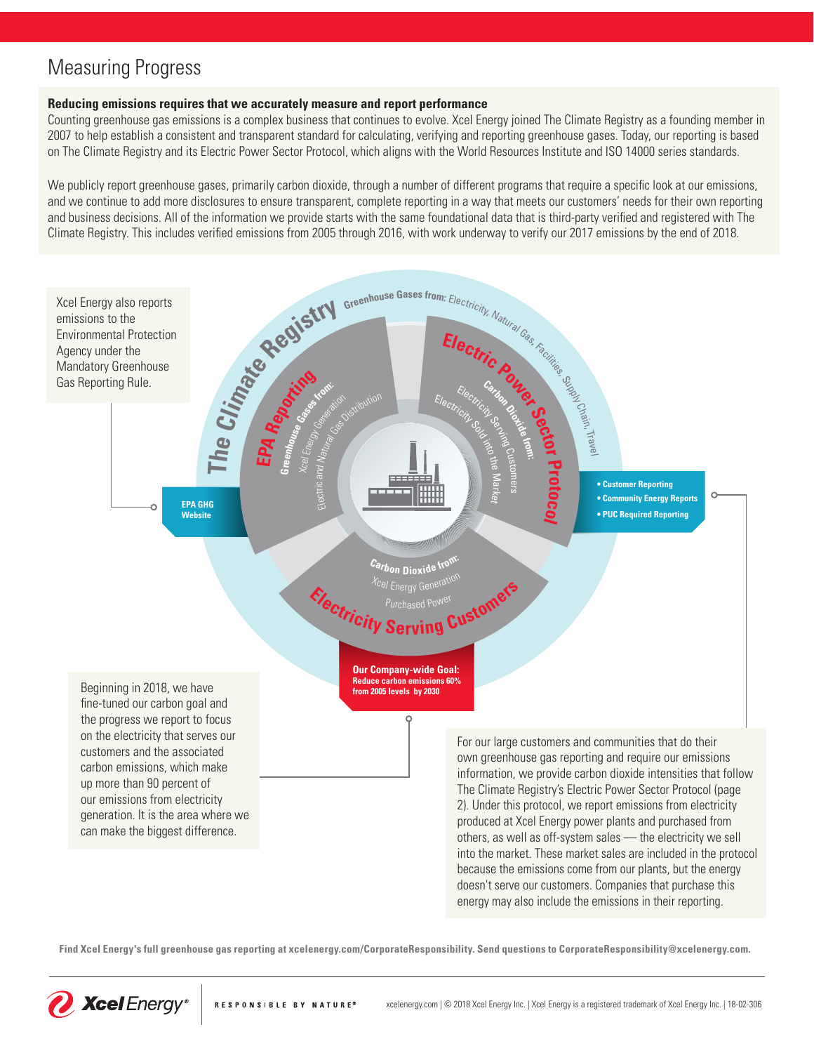# Measuring Progress

**Reducing emissions requires that we accurately measure and report performance**

Counting greenhouse gas emissions is a complex business that continues to evolve. Xcel Energy joined The Climate Registry as a founding member in 2007 to help establish a consistent and transparent standard for calculating, verifying and reporting greenhouse gases. Today, our reporting is based on The Climate Registry and its Electric Power Sector Protocol, which aligns with the World Resources Institute and ISO 14000 series standards.

We publicly report greenhouse gases, primarily carbon dioxide, through a number of different programs that require a specific look at our emissions, and we continue to add more disclosures to ensure transparent, complete reporting in a way that meets our customers' needs for their own reporting and business decisions. All of the information we provide starts with the same foundational data that is third-party verified and registered with The Climate Registry. This includes verified emissions from 2005 through 2016, with work underway to verify our 2017 emissions by the end of 2018.

Xcel Energy also reports emissions to the Environmental Protection Agency under the Mandatory Greenhouse Gas Reporting Rule.

The Climate Registry

Greenhouse Gases from: Electricity, Natural Gas, Facilities, Supply Chain, Travel

EPA Reporting

Greenhouse Gases from:
Xcel Energy Generation
Electric and Natural Gas Distribution

EPA GHG Website

Electric Power Sector Protocol

Carbon Dioxide from:
Electricity Serving Customers
Electricity Sold into the Market

- Customer Reporting
- Community Energy Reports
- PUC Required Reporting

Electricity Serving Customers

Carbon Dioxide from:
Xcel Energy Generation
Purchased Power

**Our Company-wide Goal:**
**Reduce carbon emissions 60% from 2005 levels by 2030**

Beginning in 2018, we have fine-tuned our carbon goal and the progress we report to focus on the electricity that serves our customers and the associated carbon emissions, which make up more than 90 percent of our emissions from electricity generation. It is the area where we can make the biggest difference.

For our large customers and communities that do their own greenhouse gas reporting and require our emissions information, we provide carbon dioxide intensities that follow The Climate Registry's Electric Power Sector Protocol (page 2). Under this protocol, we report emissions from electricity produced at Xcel Energy power plants and purchased from others, as well as off-system sales — the electricity we sell into the market. These market sales are included in the protocol because the emissions come from our plants, but the energy doesn't serve our customers. Companies that purchase this energy may also include the emissions in their reporting.

**Find Xcel Energy's full greenhouse gas reporting at xcelenergy.com/CorporateResponsibility. Send questions to CorporateResponsibility@xcelenergy.com.**

Xcel Energy® RESPONSIBLE BY NATURE®

xcelenergy.com | © 2018 Xcel Energy Inc. | Xcel Energy is a registered trademark of Xcel Energy Inc. | 18-02-306